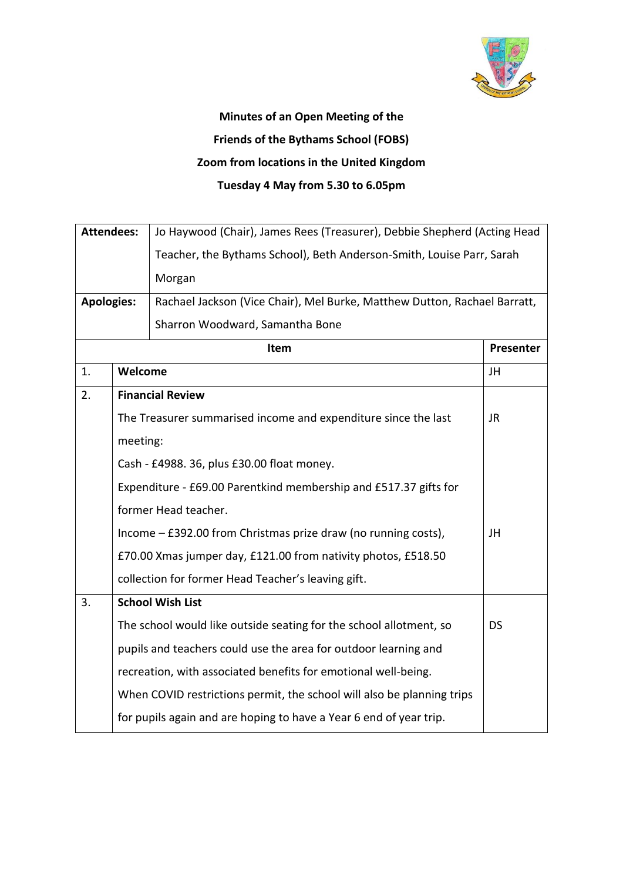**Minutes of an Open Meeting of the**

**Friends of the Bythams School (FOBS)**

**Zoom from locations in the United Kingdom**

**Tuesday 4 May from 5.30 to 6.05pm**

| **Attendees:** | Jo Haywood (Chair), James Rees (Treasurer), Debbie Shepherd (Acting Head Teacher, the Bythams School), Beth Anderson-Smith, Louise Parr, Sarah Morgan | |
|---|---|---|
| **Apologies:** | Rachael Jackson (Vice Chair), Mel Burke, Matthew Dutton, Rachael Barratt, Sharron Woodward, Samantha Bone | |

| | **Item** | **Presenter** |
|---|---|---|
| 1. | **Welcome** | JH |
| 2. | **Financial Review**<br>The Treasurer summarised income and expenditure since the last meeting:<br>Cash - £4988. 36, plus £30.00 float money.<br>Expenditure - £69.00 Parentkind membership and £517.37 gifts for former Head teacher.<br>Income – £392.00 from Christmas prize draw (no running costs), £70.00 Xmas jumper day, £121.00 from nativity photos, £518.50 collection for former Head Teacher's leaving gift. | JR<br><br>JH |
| 3. | **School Wish List**<br>The school would like outside seating for the school allotment, so pupils and teachers could use the area for outdoor learning and recreation, with associated benefits for emotional well-being.<br>When COVID restrictions permit, the school will also be planning trips for pupils again and are hoping to have a Year 6 end of year trip. | DS |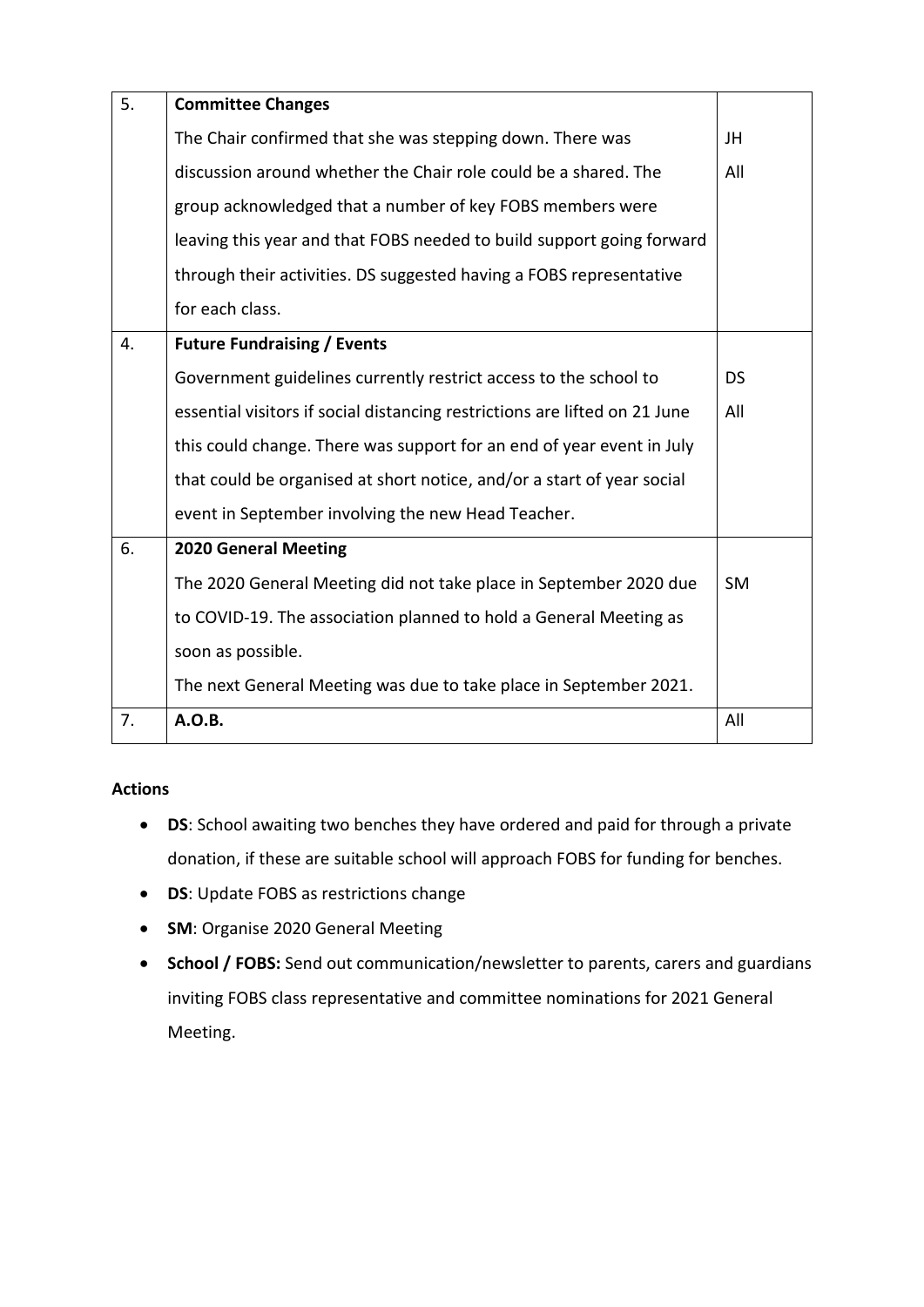| | | |
|---|---|---|
| 5. | **Committee Changes**<br>The Chair confirmed that she was stepping down. There was discussion around whether the Chair role could be a shared. The group acknowledged that a number of key FOBS members were leaving this year and that FOBS needed to build support going forward through their activities. DS suggested having a FOBS representative for each class. | JH<br>All |
| 4. | **Future Fundraising / Events**<br>Government guidelines currently restrict access to the school to essential visitors if social distancing restrictions are lifted on 21 June this could change. There was support for an end of year event in July that could be organised at short notice, and/or a start of year social event in September involving the new Head Teacher. | DS<br>All |
| 6. | **2020 General Meeting**<br>The 2020 General Meeting did not take place in September 2020 due to COVID-19. The association planned to hold a General Meeting as soon as possible.<br>The next General Meeting was due to take place in September 2021. | SM |
| 7. | **A.O.B.** | All |

**Actions**

- **DS**: School awaiting two benches they have ordered and paid for through a private donation, if these are suitable school will approach FOBS for funding for benches.
- **DS**: Update FOBS as restrictions change
- **SM**: Organise 2020 General Meeting
- **School / FOBS:** Send out communication/newsletter to parents, carers and guardians inviting FOBS class representative and committee nominations for 2021 General Meeting.